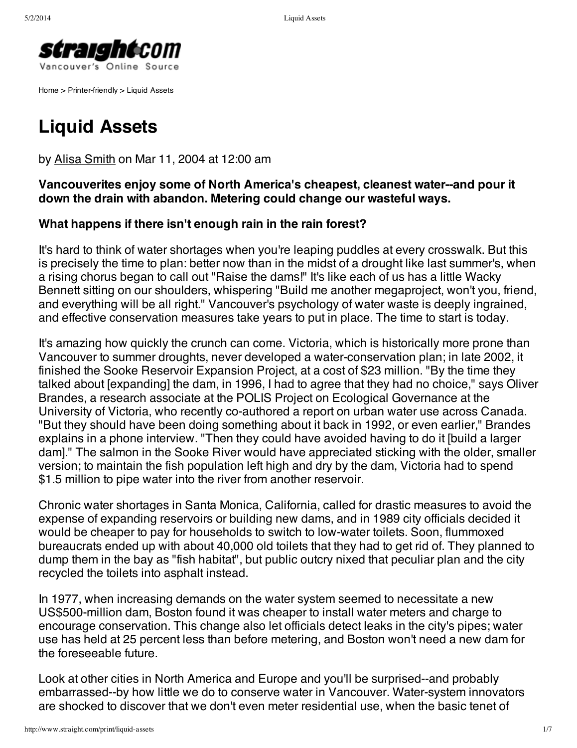straight.com
Vancouver's Online Source

Home > Printer-friendly > Liquid Assets

# Liquid Assets

by Alisa Smith on Mar 11, 2004 at 12:00 am

**Vancouverites enjoy some of North America's cheapest, cleanest water--and pour it down the drain with abandon. Metering could change our wasteful ways.**

**What happens if there isn't enough rain in the rain forest?**

It's hard to think of water shortages when you're leaping puddles at every crosswalk. But this is precisely the time to plan: better now than in the midst of a drought like last summer's, when a rising chorus began to call out "Raise the dams!" It's like each of us has a little Wacky Bennett sitting on our shoulders, whispering "Build me another megaproject, won't you, friend, and everything will be all right." Vancouver's psychology of water waste is deeply ingrained, and effective conservation measures take years to put in place. The time to start is today.

It's amazing how quickly the crunch can come. Victoria, which is historically more prone than Vancouver to summer droughts, never developed a water-conservation plan; in late 2002, it finished the Sooke Reservoir Expansion Project, at a cost of $23 million. "By the time they talked about [expanding] the dam, in 1996, I had to agree that they had no choice," says Oliver Brandes, a research associate at the POLIS Project on Ecological Governance at the University of Victoria, who recently co-authored a report on urban water use across Canada. "But they should have been doing something about it back in 1992, or even earlier," Brandes explains in a phone interview. "Then they could have avoided having to do it [build a larger dam]." The salmon in the Sooke River would have appreciated sticking with the older, smaller version; to maintain the fish population left high and dry by the dam, Victoria had to spend $1.5 million to pipe water into the river from another reservoir.

Chronic water shortages in Santa Monica, California, called for drastic measures to avoid the expense of expanding reservoirs or building new dams, and in 1989 city officials decided it would be cheaper to pay for households to switch to low-water toilets. Soon, flummoxed bureaucrats ended up with about 40,000 old toilets that they had to get rid of. They planned to dump them in the bay as "fish habitat", but public outcry nixed that peculiar plan and the city recycled the toilets into asphalt instead.

In 1977, when increasing demands on the water system seemed to necessitate a new US$500-million dam, Boston found it was cheaper to install water meters and charge to encourage conservation. This change also let officials detect leaks in the city's pipes; water use has held at 25 percent less than before metering, and Boston won't need a new dam for the foreseeable future.

Look at other cities in North America and Europe and you'll be surprised--and probably embarrassed--by how little we do to conserve water in Vancouver. Water-system innovators are shocked to discover that we don't even meter residential use, when the basic tenet of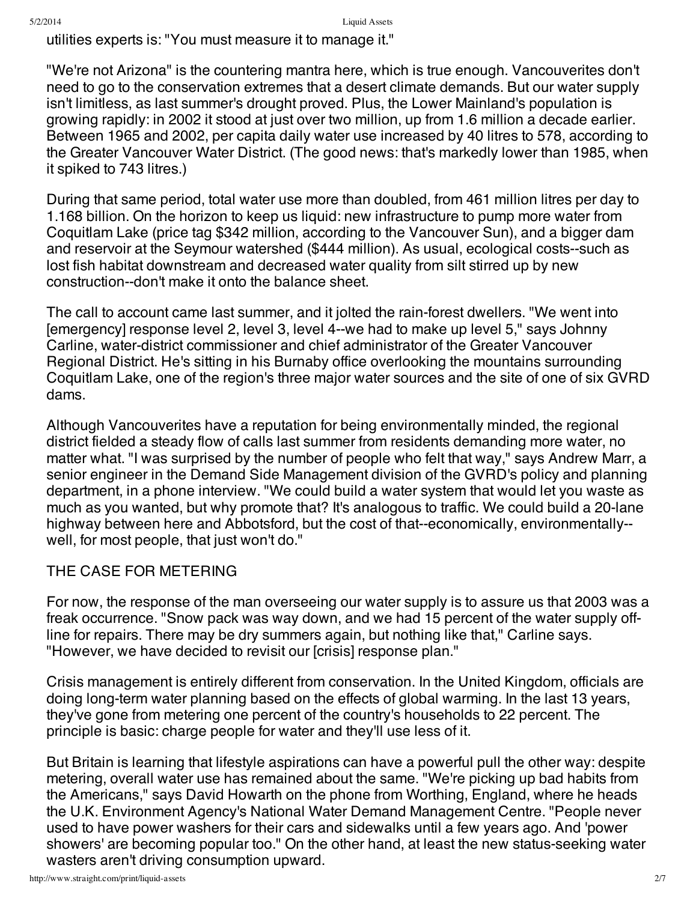utilities experts is: "You must measure it to manage it."

"We're not Arizona" is the countering mantra here, which is true enough. Vancouverites don't need to go to the conservation extremes that a desert climate demands. But our water supply isn't limitless, as last summer's drought proved. Plus, the Lower Mainland's population is growing rapidly: in 2002 it stood at just over two million, up from 1.6 million a decade earlier. Between 1965 and 2002, per capita daily water use increased by 40 litres to 578, according to the Greater Vancouver Water District. (The good news: that's markedly lower than 1985, when it spiked to 743 litres.)

During that same period, total water use more than doubled, from 461 million litres per day to 1.168 billion. On the horizon to keep us liquid: new infrastructure to pump more water from Coquitlam Lake (price tag $342 million, according to the Vancouver Sun), and a bigger dam and reservoir at the Seymour watershed ($444 million). As usual, ecological costs--such as lost fish habitat downstream and decreased water quality from silt stirred up by new construction--don't make it onto the balance sheet.

The call to account came last summer, and it jolted the rain-forest dwellers. "We went into [emergency] response level 2, level 3, level 4--we had to make up level 5," says Johnny Carline, water-district commissioner and chief administrator of the Greater Vancouver Regional District. He's sitting in his Burnaby office overlooking the mountains surrounding Coquitlam Lake, one of the region's three major water sources and the site of one of six GVRD dams.

Although Vancouverites have a reputation for being environmentally minded, the regional district fielded a steady flow of calls last summer from residents demanding more water, no matter what. "I was surprised by the number of people who felt that way," says Andrew Marr, a senior engineer in the Demand Side Management division of the GVRD's policy and planning department, in a phone interview. "We could build a water system that would let you waste as much as you wanted, but why promote that? It's analogous to traffic. We could build a 20-lane highway between here and Abbotsford, but the cost of that--economically, environmentally--well, for most people, that just won't do."

## THE CASE FOR METERING

For now, the response of the man overseeing our water supply is to assure us that 2003 was a freak occurrence. "Snow pack was way down, and we had 15 percent of the water supply off-line for repairs. There may be dry summers again, but nothing like that," Carline says. "However, we have decided to revisit our [crisis] response plan."

Crisis management is entirely different from conservation. In the United Kingdom, officials are doing long-term water planning based on the effects of global warming. In the last 13 years, they've gone from metering one percent of the country's households to 22 percent. The principle is basic: charge people for water and they'll use less of it.

But Britain is learning that lifestyle aspirations can have a powerful pull the other way: despite metering, overall water use has remained about the same. "We're picking up bad habits from the Americans," says David Howarth on the phone from Worthing, England, where he heads the U.K. Environment Agency's National Water Demand Management Centre. "People never used to have power washers for their cars and sidewalks until a few years ago. And 'power showers' are becoming popular too." On the other hand, at least the new status-seeking water wasters aren't driving consumption upward.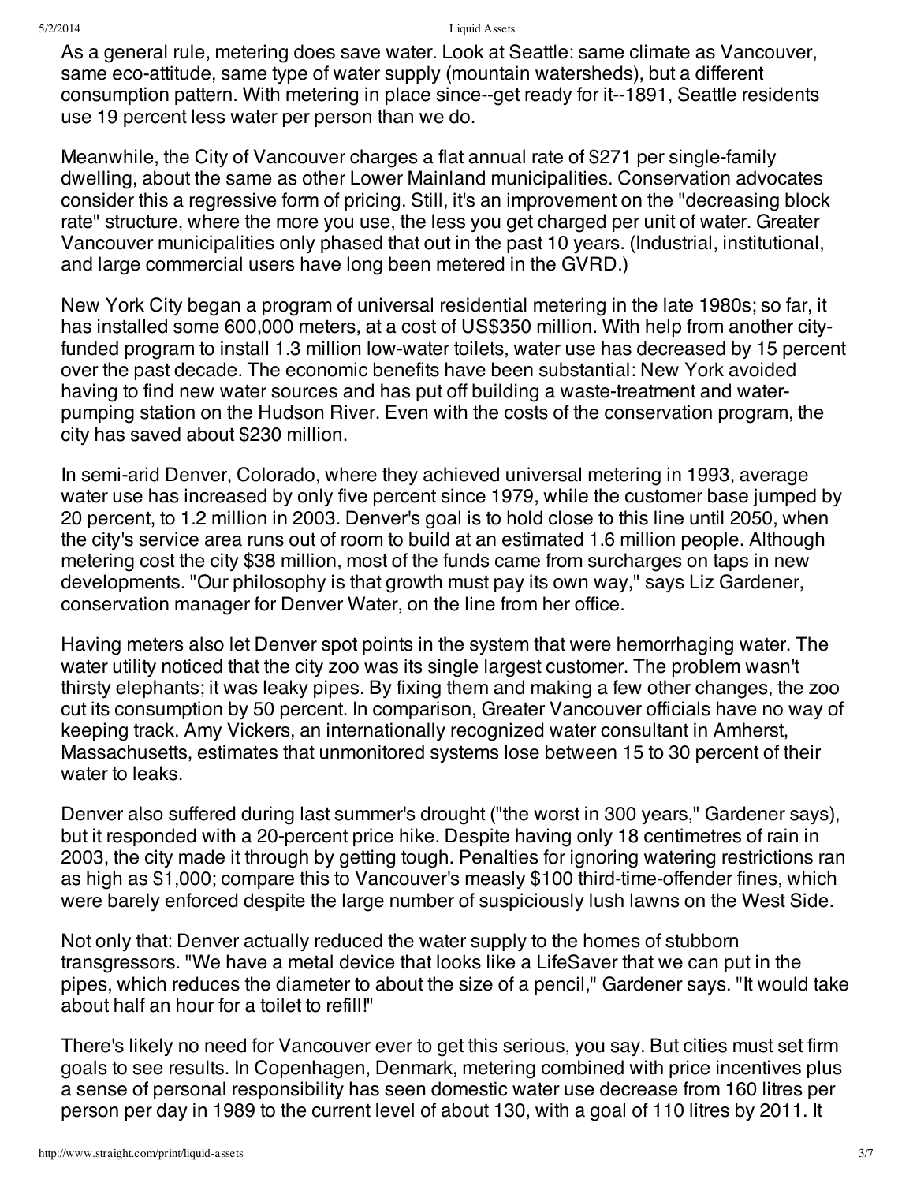As a general rule, metering does save water. Look at Seattle: same climate as Vancouver, same eco-attitude, same type of water supply (mountain watersheds), but a different consumption pattern. With metering in place since--get ready for it--1891, Seattle residents use 19 percent less water per person than we do.

Meanwhile, the City of Vancouver charges a flat annual rate of $271 per single-family dwelling, about the same as other Lower Mainland municipalities. Conservation advocates consider this a regressive form of pricing. Still, it's an improvement on the "decreasing block rate" structure, where the more you use, the less you get charged per unit of water. Greater Vancouver municipalities only phased that out in the past 10 years. (Industrial, institutional, and large commercial users have long been metered in the GVRD.)

New York City began a program of universal residential metering in the late 1980s; so far, it has installed some 600,000 meters, at a cost of US$350 million. With help from another city-funded program to install 1.3 million low-water toilets, water use has decreased by 15 percent over the past decade. The economic benefits have been substantial: New York avoided having to find new water sources and has put off building a waste-treatment and water-pumping station on the Hudson River. Even with the costs of the conservation program, the city has saved about $230 million.

In semi-arid Denver, Colorado, where they achieved universal metering in 1993, average water use has increased by only five percent since 1979, while the customer base jumped by 20 percent, to 1.2 million in 2003. Denver's goal is to hold close to this line until 2050, when the city's service area runs out of room to build at an estimated 1.6 million people. Although metering cost the city $38 million, most of the funds came from surcharges on taps in new developments. "Our philosophy is that growth must pay its own way," says Liz Gardener, conservation manager for Denver Water, on the line from her office.

Having meters also let Denver spot points in the system that were hemorrhaging water. The water utility noticed that the city zoo was its single largest customer. The problem wasn't thirsty elephants; it was leaky pipes. By fixing them and making a few other changes, the zoo cut its consumption by 50 percent. In comparison, Greater Vancouver officials have no way of keeping track. Amy Vickers, an internationally recognized water consultant in Amherst, Massachusetts, estimates that unmonitored systems lose between 15 to 30 percent of their water to leaks.

Denver also suffered during last summer's drought ("the worst in 300 years," Gardener says), but it responded with a 20-percent price hike. Despite having only 18 centimetres of rain in 2003, the city made it through by getting tough. Penalties for ignoring watering restrictions ran as high as $1,000; compare this to Vancouver's measly $100 third-time-offender fines, which were barely enforced despite the large number of suspiciously lush lawns on the West Side.

Not only that: Denver actually reduced the water supply to the homes of stubborn transgressors. "We have a metal device that looks like a LifeSaver that we can put in the pipes, which reduces the diameter to about the size of a pencil," Gardener says. "It would take about half an hour for a toilet to refill!"

There's likely no need for Vancouver ever to get this serious, you say. But cities must set firm goals to see results. In Copenhagen, Denmark, metering combined with price incentives plus a sense of personal responsibility has seen domestic water use decrease from 160 litres per person per day in 1989 to the current level of about 130, with a goal of 110 litres by 2011. It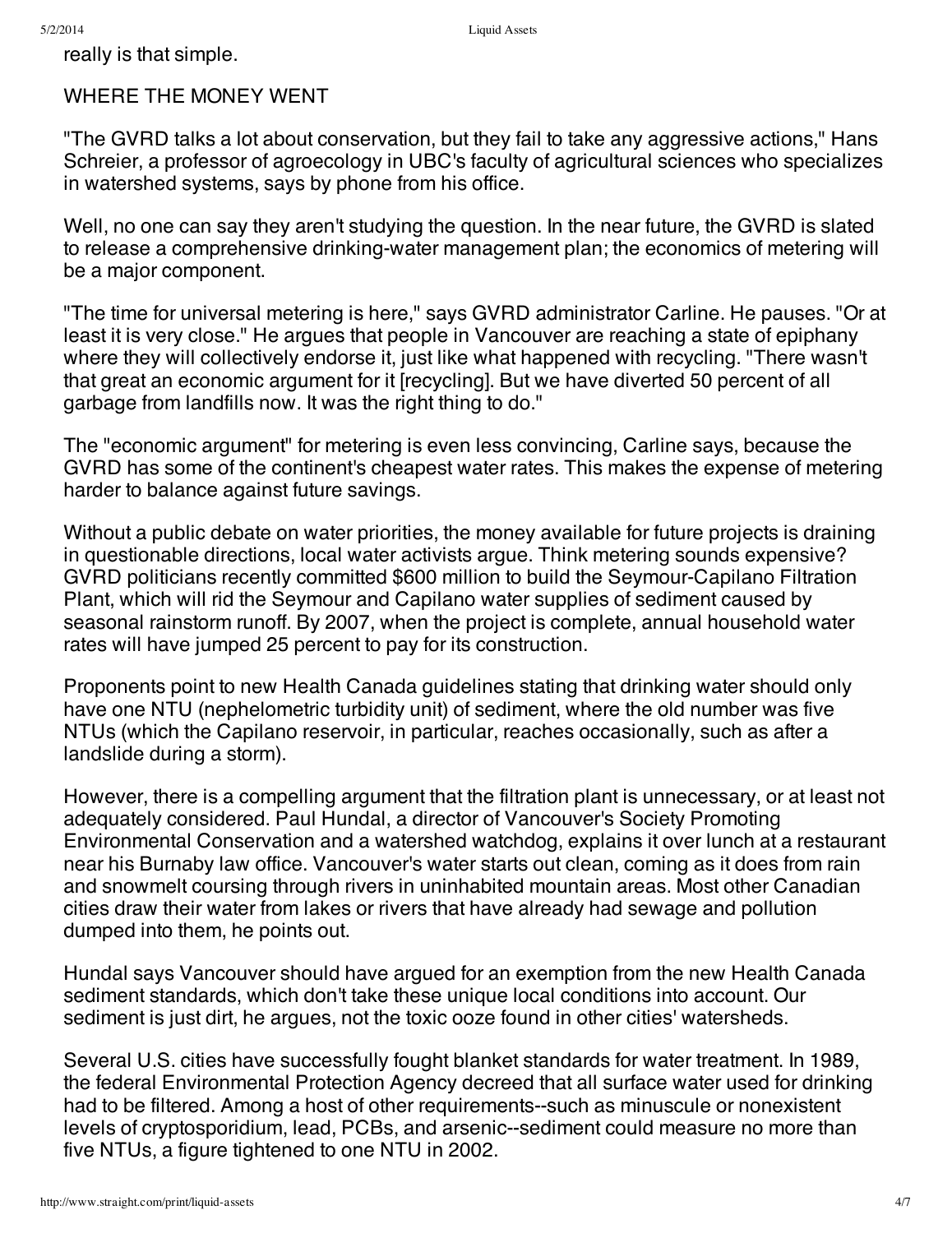really is that simple.

## WHERE THE MONEY WENT

"The GVRD talks a lot about conservation, but they fail to take any aggressive actions," Hans Schreier, a professor of agroecology in UBC's faculty of agricultural sciences who specializes in watershed systems, says by phone from his office.

Well, no one can say they aren't studying the question. In the near future, the GVRD is slated to release a comprehensive drinking-water management plan; the economics of metering will be a major component.

"The time for universal metering is here," says GVRD administrator Carline. He pauses. "Or at least it is very close." He argues that people in Vancouver are reaching a state of epiphany where they will collectively endorse it, just like what happened with recycling. "There wasn't that great an economic argument for it [recycling]. But we have diverted 50 percent of all garbage from landfills now. It was the right thing to do."

The "economic argument" for metering is even less convincing, Carline says, because the GVRD has some of the continent's cheapest water rates. This makes the expense of metering harder to balance against future savings.

Without a public debate on water priorities, the money available for future projects is draining in questionable directions, local water activists argue. Think metering sounds expensive? GVRD politicians recently committed $600 million to build the Seymour-Capilano Filtration Plant, which will rid the Seymour and Capilano water supplies of sediment caused by seasonal rainstorm runoff. By 2007, when the project is complete, annual household water rates will have jumped 25 percent to pay for its construction.

Proponents point to new Health Canada guidelines stating that drinking water should only have one NTU (nephelometric turbidity unit) of sediment, where the old number was five NTUs (which the Capilano reservoir, in particular, reaches occasionally, such as after a landslide during a storm).

However, there is a compelling argument that the filtration plant is unnecessary, or at least not adequately considered. Paul Hundal, a director of Vancouver's Society Promoting Environmental Conservation and a watershed watchdog, explains it over lunch at a restaurant near his Burnaby law office. Vancouver's water starts out clean, coming as it does from rain and snowmelt coursing through rivers in uninhabited mountain areas. Most other Canadian cities draw their water from lakes or rivers that have already had sewage and pollution dumped into them, he points out.

Hundal says Vancouver should have argued for an exemption from the new Health Canada sediment standards, which don't take these unique local conditions into account. Our sediment is just dirt, he argues, not the toxic ooze found in other cities' watersheds.

Several U.S. cities have successfully fought blanket standards for water treatment. In 1989, the federal Environmental Protection Agency decreed that all surface water used for drinking had to be filtered. Among a host of other requirements--such as minuscule or nonexistent levels of cryptosporidium, lead, PCBs, and arsenic--sediment could measure no more than five NTUs, a figure tightened to one NTU in 2002.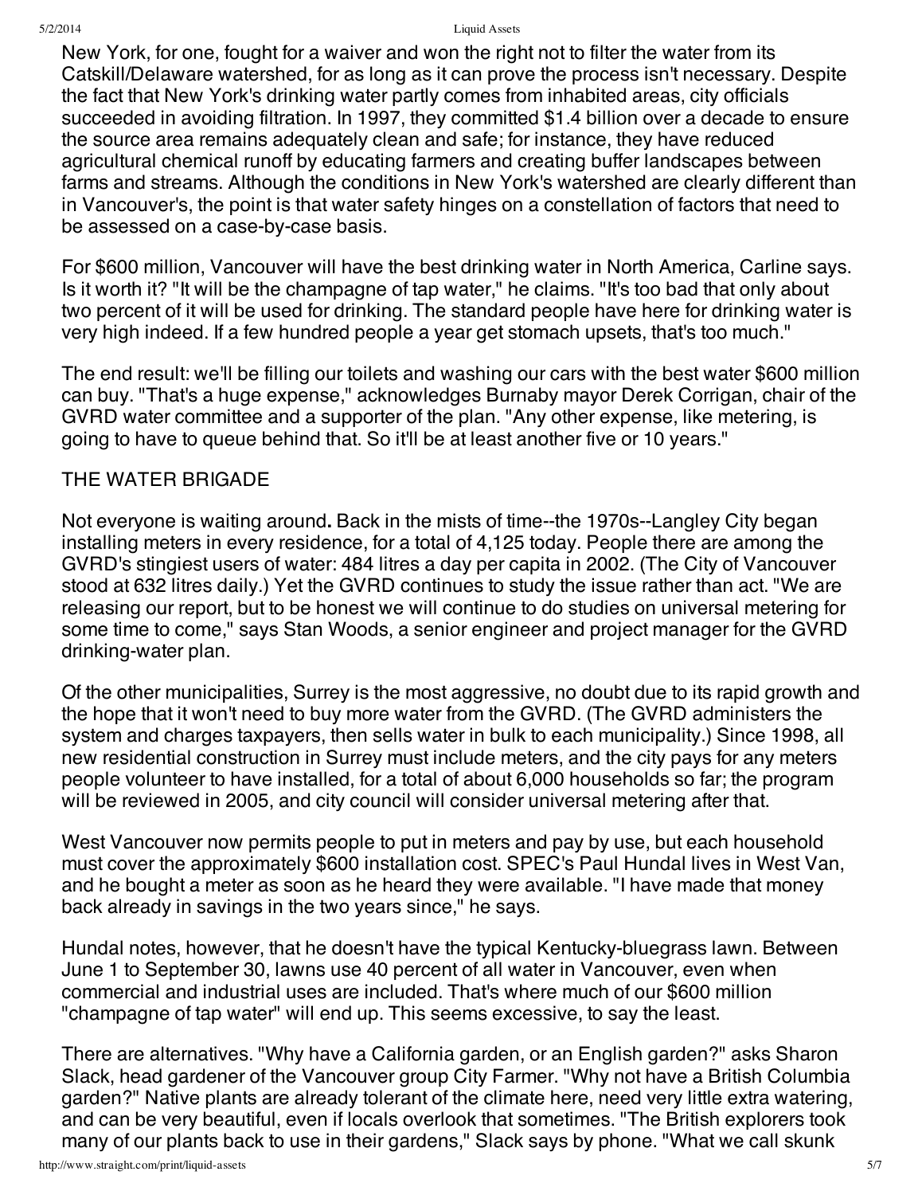New York, for one, fought for a waiver and won the right not to filter the water from its Catskill/Delaware watershed, for as long as it can prove the process isn't necessary. Despite the fact that New York's drinking water partly comes from inhabited areas, city officials succeeded in avoiding filtration. In 1997, they committed $1.4 billion over a decade to ensure the source area remains adequately clean and safe; for instance, they have reduced agricultural chemical runoff by educating farmers and creating buffer landscapes between farms and streams. Although the conditions in New York's watershed are clearly different than in Vancouver's, the point is that water safety hinges on a constellation of factors that need to be assessed on a case-by-case basis.

For $600 million, Vancouver will have the best drinking water in North America, Carline says. Is it worth it? "It will be the champagne of tap water," he claims. "It's too bad that only about two percent of it will be used for drinking. The standard people have here for drinking water is very high indeed. If a few hundred people a year get stomach upsets, that's too much."

The end result: we'll be filling our toilets and washing our cars with the best water $600 million can buy. "That's a huge expense," acknowledges Burnaby mayor Derek Corrigan, chair of the GVRD water committee and a supporter of the plan. "Any other expense, like metering, is going to have to queue behind that. So it'll be at least another five or 10 years."

## THE WATER BRIGADE

Not everyone is waiting around**.** Back in the mists of time--the 1970s--Langley City began installing meters in every residence, for a total of 4,125 today. People there are among the GVRD's stingiest users of water: 484 litres a day per capita in 2002. (The City of Vancouver stood at 632 litres daily.) Yet the GVRD continues to study the issue rather than act. "We are releasing our report, but to be honest we will continue to do studies on universal metering for some time to come," says Stan Woods, a senior engineer and project manager for the GVRD drinking-water plan.

Of the other municipalities, Surrey is the most aggressive, no doubt due to its rapid growth and the hope that it won't need to buy more water from the GVRD. (The GVRD administers the system and charges taxpayers, then sells water in bulk to each municipality.) Since 1998, all new residential construction in Surrey must include meters, and the city pays for any meters people volunteer to have installed, for a total of about 6,000 households so far; the program will be reviewed in 2005, and city council will consider universal metering after that.

West Vancouver now permits people to put in meters and pay by use, but each household must cover the approximately $600 installation cost. SPEC's Paul Hundal lives in West Van, and he bought a meter as soon as he heard they were available. "I have made that money back already in savings in the two years since," he says.

Hundal notes, however, that he doesn't have the typical Kentucky-bluegrass lawn. Between June 1 to September 30, lawns use 40 percent of all water in Vancouver, even when commercial and industrial uses are included. That's where much of our $600 million "champagne of tap water" will end up. This seems excessive, to say the least.

There are alternatives. "Why have a California garden, or an English garden?" asks Sharon Slack, head gardener of the Vancouver group City Farmer. "Why not have a British Columbia garden?" Native plants are already tolerant of the climate here, need very little extra watering, and can be very beautiful, even if locals overlook that sometimes. "The British explorers took many of our plants back to use in their gardens," Slack says by phone. "What we call skunk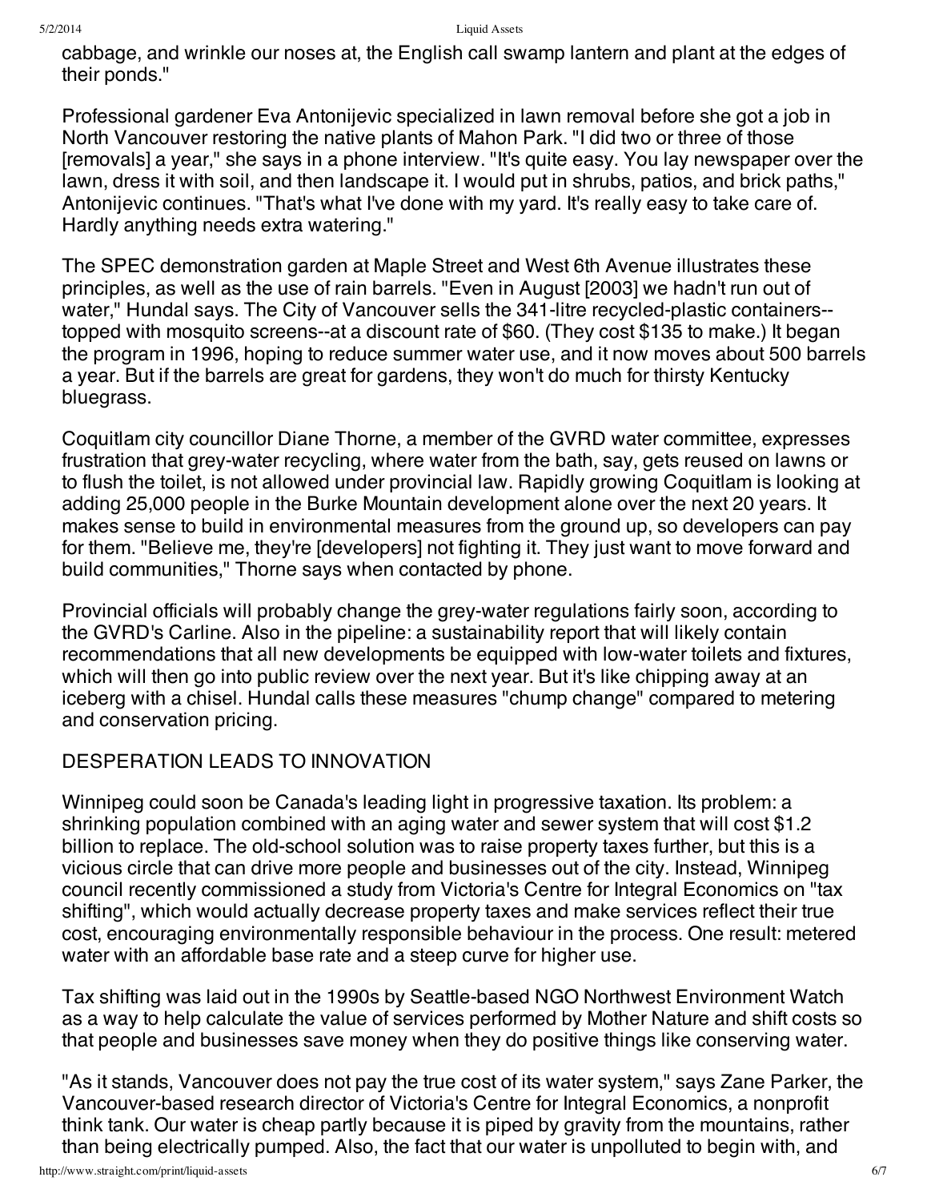cabbage, and wrinkle our noses at, the English call swamp lantern and plant at the edges of their ponds."

Professional gardener Eva Antonijevic specialized in lawn removal before she got a job in North Vancouver restoring the native plants of Mahon Park. "I did two or three of those [removals] a year," she says in a phone interview. "It's quite easy. You lay newspaper over the lawn, dress it with soil, and then landscape it. I would put in shrubs, patios, and brick paths," Antonijevic continues. "That's what I've done with my yard. It's really easy to take care of. Hardly anything needs extra watering."

The SPEC demonstration garden at Maple Street and West 6th Avenue illustrates these principles, as well as the use of rain barrels. "Even in August [2003] we hadn't run out of water," Hundal says. The City of Vancouver sells the 341-litre recycled-plastic containers--topped with mosquito screens--at a discount rate of $60. (They cost $135 to make.) It began the program in 1996, hoping to reduce summer water use, and it now moves about 500 barrels a year. But if the barrels are great for gardens, they won't do much for thirsty Kentucky bluegrass.

Coquitlam city councillor Diane Thorne, a member of the GVRD water committee, expresses frustration that grey-water recycling, where water from the bath, say, gets reused on lawns or to flush the toilet, is not allowed under provincial law. Rapidly growing Coquitlam is looking at adding 25,000 people in the Burke Mountain development alone over the next 20 years. It makes sense to build in environmental measures from the ground up, so developers can pay for them. "Believe me, they're [developers] not fighting it. They just want to move forward and build communities," Thorne says when contacted by phone.

Provincial officials will probably change the grey-water regulations fairly soon, according to the GVRD's Carline. Also in the pipeline: a sustainability report that will likely contain recommendations that all new developments be equipped with low-water toilets and fixtures, which will then go into public review over the next year. But it's like chipping away at an iceberg with a chisel. Hundal calls these measures "chump change" compared to metering and conservation pricing.

## DESPERATION LEADS TO INNOVATION

Winnipeg could soon be Canada's leading light in progressive taxation. Its problem: a shrinking population combined with an aging water and sewer system that will cost $1.2 billion to replace. The old-school solution was to raise property taxes further, but this is a vicious circle that can drive more people and businesses out of the city. Instead, Winnipeg council recently commissioned a study from Victoria's Centre for Integral Economics on "tax shifting", which would actually decrease property taxes and make services reflect their true cost, encouraging environmentally responsible behaviour in the process. One result: metered water with an affordable base rate and a steep curve for higher use.

Tax shifting was laid out in the 1990s by Seattle-based NGO Northwest Environment Watch as a way to help calculate the value of services performed by Mother Nature and shift costs so that people and businesses save money when they do positive things like conserving water.

"As it stands, Vancouver does not pay the true cost of its water system," says Zane Parker, the Vancouver-based research director of Victoria's Centre for Integral Economics, a nonprofit think tank. Our water is cheap partly because it is piped by gravity from the mountains, rather than being electrically pumped. Also, the fact that our water is unpolluted to begin with, and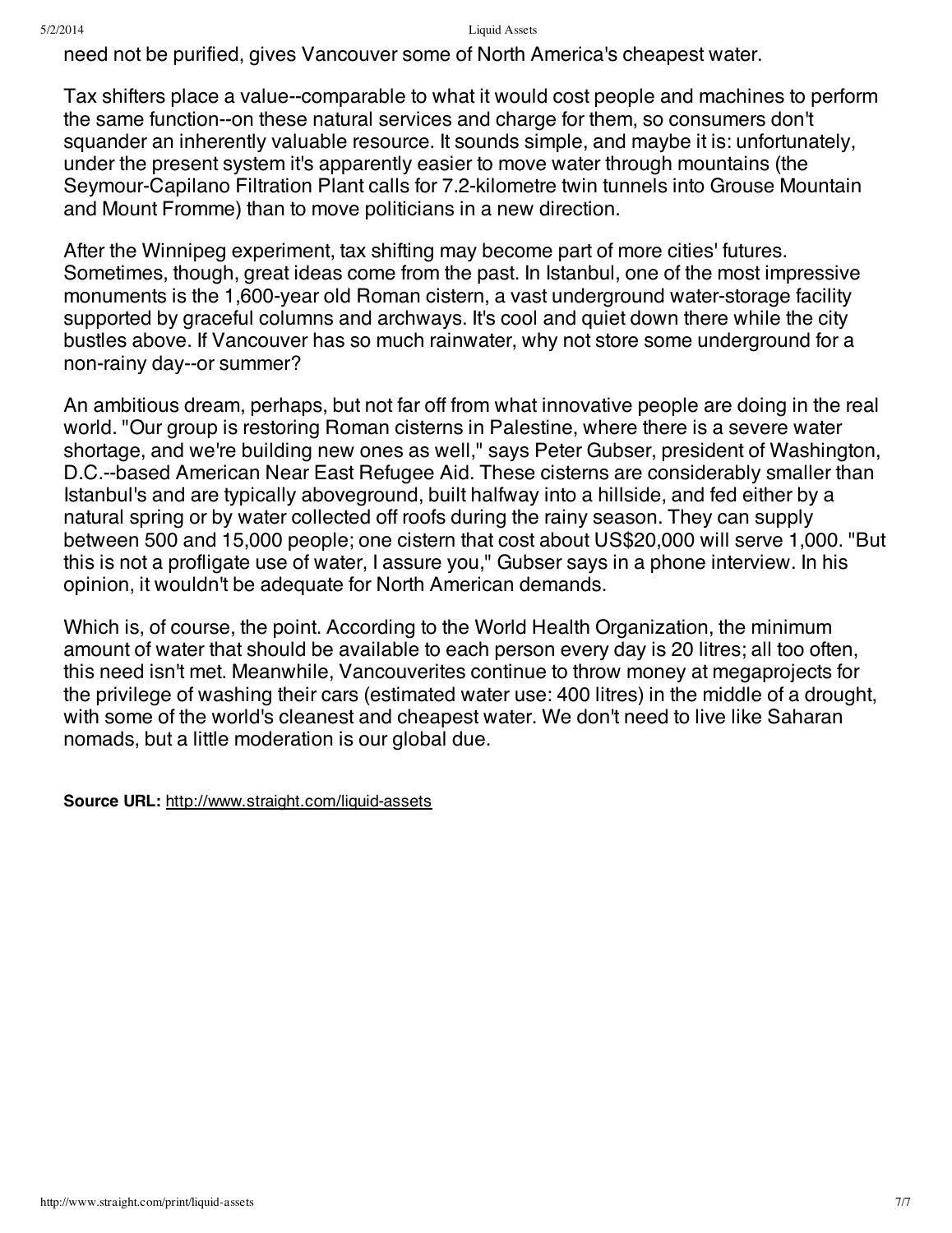need not be purified, gives Vancouver some of North America's cheapest water.

Tax shifters place a value--comparable to what it would cost people and machines to perform the same function--on these natural services and charge for them, so consumers don't squander an inherently valuable resource. It sounds simple, and maybe it is: unfortunately, under the present system it's apparently easier to move water through mountains (the Seymour-Capilano Filtration Plant calls for 7.2-kilometre twin tunnels into Grouse Mountain and Mount Fromme) than to move politicians in a new direction.

After the Winnipeg experiment, tax shifting may become part of more cities' futures. Sometimes, though, great ideas come from the past. In Istanbul, one of the most impressive monuments is the 1,600-year old Roman cistern, a vast underground water-storage facility supported by graceful columns and archways. It's cool and quiet down there while the city bustles above. If Vancouver has so much rainwater, why not store some underground for a non-rainy day--or summer?

An ambitious dream, perhaps, but not far off from what innovative people are doing in the real world. "Our group is restoring Roman cisterns in Palestine, where there is a severe water shortage, and we're building new ones as well," says Peter Gubser, president of Washington, D.C.--based American Near East Refugee Aid. These cisterns are considerably smaller than Istanbul's and are typically aboveground, built halfway into a hillside, and fed either by a natural spring or by water collected off roofs during the rainy season. They can supply between 500 and 15,000 people; one cistern that cost about US$20,000 will serve 1,000. "But this is not a profligate use of water, I assure you," Gubser says in a phone interview. In his opinion, it wouldn't be adequate for North American demands.

Which is, of course, the point. According to the World Health Organization, the minimum amount of water that should be available to each person every day is 20 litres; all too often, this need isn't met. Meanwhile, Vancouverites continue to throw money at megaprojects for the privilege of washing their cars (estimated water use: 400 litres) in the middle of a drought, with some of the world's cleanest and cheapest water. We don't need to live like Saharan nomads, but a little moderation is our global due.

**Source URL:** http://www.straight.com/liquid-assets